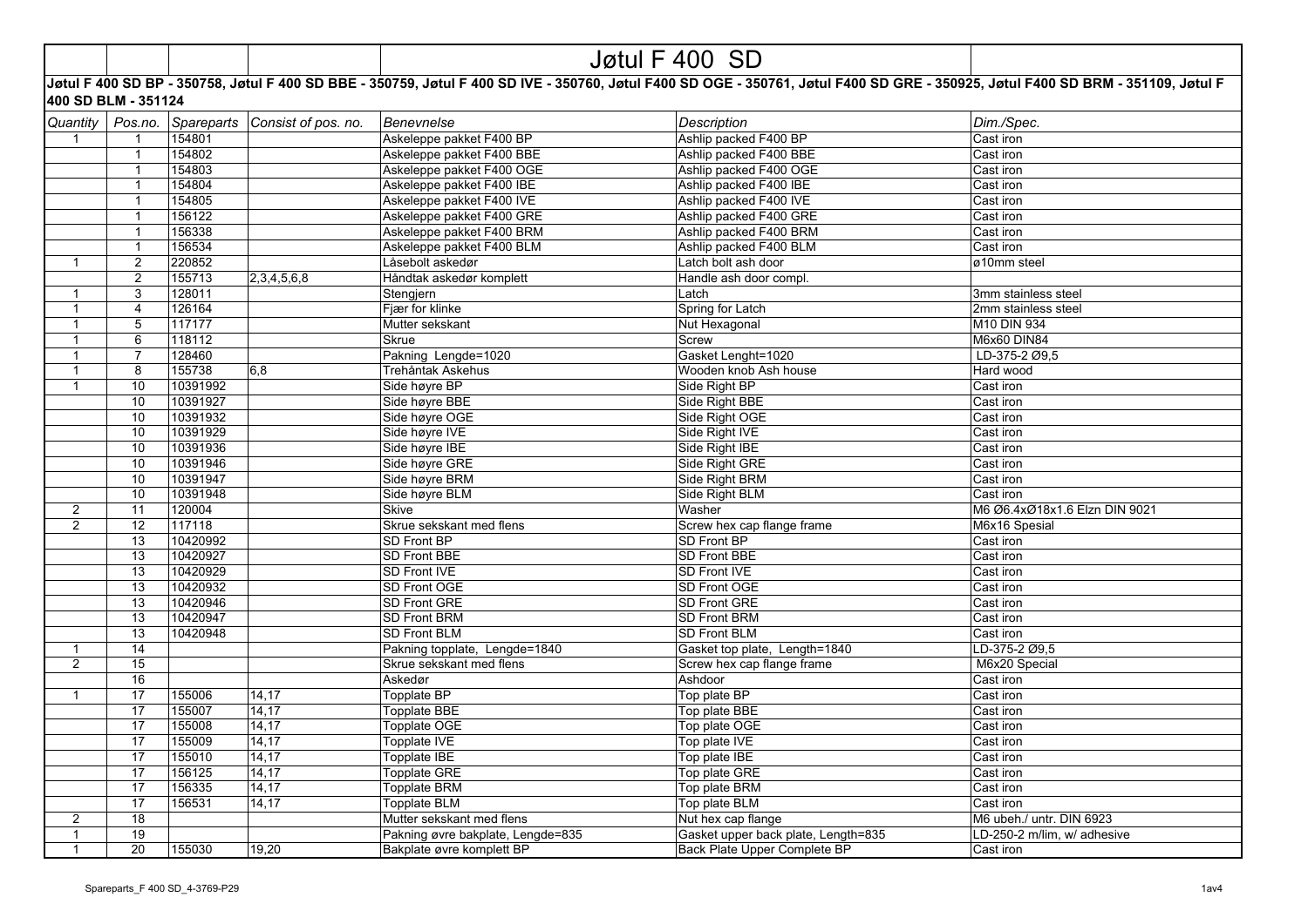# Jøtul F 400 SD

**Jøtul F 400 SD BP - 350758, Jøtul F 400 SD BBE - 350759, Jøtul F 400 SD IVE - 350760, Jøtul F400 SD OGE - 350761, Jøtul F400 SD GRE - 350925, Jøtul F400 SD BRM - 351109, Jøtul F 400 SD BLM - 351124**

| *Quantity* | *Pos.no.* | *Spareparts* | *Consist of pos. no.* | *Benevnelse* | *Description* | *Dim./Spec.* |
|---|---|---|---|---|---|---|
| 1 | 1 | 154801 | | Askeleppe pakket F400 BP | Ashlip packed F400 BP | Cast iron |
| | 1 | 154802 | | Askeleppe pakket F400 BBE | Ashlip packed F400 BBE | Cast iron |
| | 1 | 154803 | | Askeleppe pakket F400 OGE | Ashlip packed F400 OGE | Cast iron |
| | 1 | 154804 | | Askeleppe pakket F400 IBE | Ashlip packed F400 IBE | Cast iron |
| | 1 | 154805 | | Askeleppe pakket F400 IVE | Ashlip packed F400 IVE | Cast iron |
| | 1 | 156122 | | Askeleppe pakket F400 GRE | Ashlip packed F400 GRE | Cast iron |
| | 1 | 156338 | | Askeleppe pakket F400 BRM | Ashlip packed F400 BRM | Cast iron |
| | 1 | 156534 | | Askeleppe pakket F400 BLM | Ashlip packed F400 BLM | Cast iron |
| 1 | 2 | 220852 | | Låsebolt askedør | Latch bolt ash door | ø10mm steel |
| | 2 | 155713 | 2,3,4,5,6,8 | Håndtak askedør komplett | Handle ash door compl. | |
| 1 | 3 | 128011 | | Stengjern | Latch | 3mm stainless steel |
| 1 | 4 | 126164 | | Fjær for klinke | Spring for Latch | 2mm stainless steel |
| 1 | 5 | 117177 | | Mutter sekskant | Nut Hexagonal | M10 DIN 934 |
| 1 | 6 | 118112 | | Skrue | Screw | M6x60 DIN84 |
| 1 | 7 | 128460 | | Pakning Lengde=1020 | Gasket Lenght=1020 | LD-375-2 Ø9,5 |
| 1 | 8 | 155738 | 6,8 | Trehåntak Askehus | Wooden knob Ash house | Hard wood |
| 1 | 10 | 10391992 | | Side høyre BP | Side Right BP | Cast iron |
| | 10 | 10391927 | | Side høyre BBE | Side Right BBE | Cast iron |
| | 10 | 10391932 | | Side høyre OGE | Side Right OGE | Cast iron |
| | 10 | 10391929 | | Side høyre IVE | Side Right IVE | Cast iron |
| | 10 | 10391936 | | Side høyre IBE | Side Right IBE | Cast iron |
| | 10 | 10391946 | | Side høyre GRE | Side Right GRE | Cast iron |
| | 10 | 10391947 | | Side høyre BRM | Side Right BRM | Cast iron |
| | 10 | 10391948 | | Side høyre BLM | Side Right BLM | Cast iron |
| 2 | 11 | 120004 | | Skive | Washer | M6 Ø6.4xØ18x1.6 Elzn DIN 9021 |
| 2 | 12 | 117118 | | Skrue sekskant med flens | Screw hex cap flange frame | M6x16 Spesial |
| | 13 | 10420992 | | SD Front BP | SD Front BP | Cast iron |
| | 13 | 10420927 | | SD Front BBE | SD Front BBE | Cast iron |
| | 13 | 10420929 | | SD Front IVE | SD Front IVE | Cast iron |
| | 13 | 10420932 | | SD Front OGE | SD Front OGE | Cast iron |
| | 13 | 10420946 | | SD Front GRE | SD Front GRE | Cast iron |
| | 13 | 10420947 | | SD Front BRM | SD Front BRM | Cast iron |
| | 13 | 10420948 | | SD Front BLM | SD Front BLM | Cast iron |
| 1 | 14 | | | Pakning topplate, Lengde=1840 | Gasket top plate, Length=1840 | LD-375-2 Ø9,5 |
| 2 | 15 | | | Skrue sekskant med flens | Screw hex cap flange frame | M6x20 Special |
| | 16 | | | Askedør | Ashdoor | Cast iron |
| 1 | 17 | 155006 | 14,17 | Topplate BP | Top plate BP | Cast iron |
| | 17 | 155007 | 14,17 | Topplate BBE | Top plate BBE | Cast iron |
| | 17 | 155008 | 14,17 | Topplate OGE | Top plate OGE | Cast iron |
| | 17 | 155009 | 14,17 | Topplate IVE | Top plate IVE | Cast iron |
| | 17 | 155010 | 14,17 | Topplate IBE | Top plate IBE | Cast iron |
| | 17 | 156125 | 14,17 | Topplate GRE | Top plate GRE | Cast iron |
| | 17 | 156335 | 14,17 | Topplate BRM | Top plate BRM | Cast iron |
| | 17 | 156531 | 14,17 | Topplate BLM | Top plate BLM | Cast iron |
| 2 | 18 | | | Mutter sekskant med flens | Nut hex cap flange | M6 ubeh./ untr. DIN 6923 |
| 1 | 19 | | | Pakning øvre bakplate, Lengde=835 | Gasket upper back plate, Length=835 | LD-250-2 m/lim, w/ adhesive |
| 1 | 20 | 155030 | 19,20 | Bakplate øvre komplett BP | Back Plate Upper Complete BP | Cast iron |

Spareparts_F 400 SD_4-3769-P29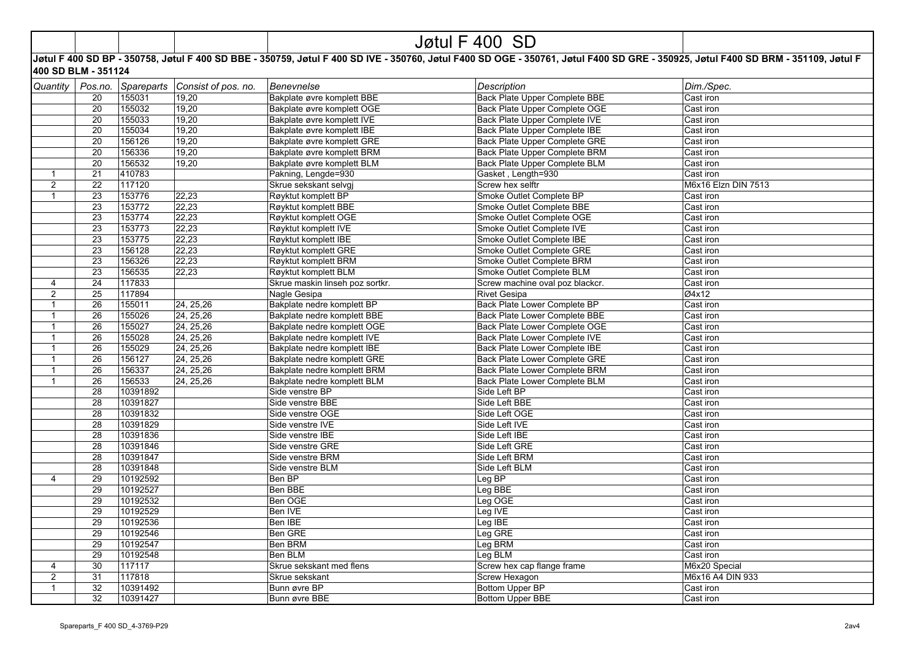# Jøtul F 400 SD

**Jøtul F 400 SD BP - 350758, Jøtul F 400 SD BBE - 350759, Jøtul F 400 SD IVE - 350760, Jøtul F400 SD OGE - 350761, Jøtul F400 SD GRE - 350925, Jøtul F400 SD BRM - 351109, Jøtul F 400 SD BLM - 351124**

| *Quantity* | *Pos.no.* | *Spareparts* | *Consist of pos. no.* | *Benevnelse* | *Description* | *Dim./Spec.* |
|---|---|---|---|---|---|---|
| | 20 | 155031 | 19,20 | Bakplate øvre komplett BBE | Back Plate Upper Complete BBE | Cast iron |
| | 20 | 155032 | 19,20 | Bakplate øvre komplett OGE | Back Plate Upper Complete OGE | Cast iron |
| | 20 | 155033 | 19,20 | Bakplate øvre komplett IVE | Back Plate Upper Complete IVE | Cast iron |
| | 20 | 155034 | 19,20 | Bakplate øvre komplett IBE | Back Plate Upper Complete IBE | Cast iron |
| | 20 | 156126 | 19,20 | Bakplate øvre komplett GRE | Back Plate Upper Complete GRE | Cast iron |
| | 20 | 156336 | 19,20 | Bakplate øvre komplett BRM | Back Plate Upper Complete BRM | Cast iron |
| | 20 | 156532 | 19,20 | Bakplate øvre komplett BLM | Back Plate Upper Complete BLM | Cast iron |
| 1 | 21 | 410783 | | Pakning, Lengde=930 | Gasket , Length=930 | Cast iron |
| 2 | 22 | 117120 | | Skrue sekskant selvgj | Screw hex selftr | M6x16 Elzn DIN 7513 |
| 1 | 23 | 153776 | 22,23 | Røyktut komplett BP | Smoke Outlet Complete BP | Cast iron |
| | 23 | 153772 | 22,23 | Røyktut komplett BBE | Smoke Outlet Complete BBE | Cast iron |
| | 23 | 153774 | 22,23 | Røyktut komplett OGE | Smoke Outlet Complete OGE | Cast iron |
| | 23 | 153773 | 22,23 | Røyktut komplett IVE | Smoke Outlet Complete IVE | Cast iron |
| | 23 | 153775 | 22,23 | Røyktut komplett IBE | Smoke Outlet Complete IBE | Cast iron |
| | 23 | 156128 | 22,23 | Røyktut komplett GRE | Smoke Outlet Complete GRE | Cast iron |
| | 23 | 156326 | 22,23 | Røyktut komplett BRM | Smoke Outlet Complete BRM | Cast iron |
| | 23 | 156535 | 22,23 | Røyktut komplett BLM | Smoke Outlet Complete BLM | Cast iron |
| 4 | 24 | 117833 | | Skrue maskin linseh poz sortkr. | Screw machine oval poz blackcr. | Cast iron |
| 2 | 25 | 117894 | | Nagle Gesipa | Rivet Gesipa | Ø4x12 |
| 1 | 26 | 155011 | 24, 25,26 | Bakplate nedre komplett BP | Back Plate Lower Complete BP | Cast iron |
| 1 | 26 | 155026 | 24, 25,26 | Bakplate nedre komplett BBE | Back Plate Lower Complete BBE | Cast iron |
| 1 | 26 | 155027 | 24, 25,26 | Bakplate nedre komplett OGE | Back Plate Lower Complete OGE | Cast iron |
| 1 | 26 | 155028 | 24, 25,26 | Bakplate nedre komplett IVE | Back Plate Lower Complete IVE | Cast iron |
| 1 | 26 | 155029 | 24, 25,26 | Bakplate nedre komplett IBE | Back Plate Lower Complete IBE | Cast iron |
| 1 | 26 | 156127 | 24, 25,26 | Bakplate nedre komplett GRE | Back Plate Lower Complete GRE | Cast iron |
| 1 | 26 | 156337 | 24, 25,26 | Bakplate nedre komplett BRM | Back Plate Lower Complete BRM | Cast iron |
| 1 | 26 | 156533 | 24, 25,26 | Bakplate nedre komplett BLM | Back Plate Lower Complete BLM | Cast iron |
| | 28 | 10391892 | | Side venstre BP | Side Left BP | Cast iron |
| | 28 | 10391827 | | Side venstre BBE | Side Left BBE | Cast iron |
| | 28 | 10391832 | | Side venstre OGE | Side Left OGE | Cast iron |
| | 28 | 10391829 | | Side venstre IVE | Side Left IVE | Cast iron |
| | 28 | 10391836 | | Side venstre IBE | Side Left IBE | Cast iron |
| | 28 | 10391846 | | Side venstre GRE | Side Left GRE | Cast iron |
| | 28 | 10391847 | | Side venstre BRM | Side Left BRM | Cast iron |
| | 28 | 10391848 | | Side venstre BLM | Side Left BLM | Cast iron |
| 4 | 29 | 10192592 | | Ben BP | Leg BP | Cast iron |
| | 29 | 10192527 | | Ben BBE | Leg BBE | Cast iron |
| | 29 | 10192532 | | Ben OGE | Leg OGE | Cast iron |
| | 29 | 10192529 | | Ben IVE | Leg IVE | Cast iron |
| | 29 | 10192536 | | Ben IBE | Leg IBE | Cast iron |
| | 29 | 10192546 | | Ben GRE | Leg GRE | Cast iron |
| | 29 | 10192547 | | Ben BRM | Leg BRM | Cast iron |
| | 29 | 10192548 | | Ben BLM | Leg BLM | Cast iron |
| 4 | 30 | 117117 | | Skrue sekskant med flens | Screw hex cap flange frame | M6x20 Special |
| 2 | 31 | 117818 | | Skrue sekskant | Screw Hexagon | M6x16 A4 DIN 933 |
| 1 | 32 | 10391492 | | Bunn øvre BP | Bottom Upper BP | Cast iron |
| | 32 | 10391427 | | Bunn øvre BBE | Bottom Upper BBE | Cast iron |

Spareparts_F 400 SD_4-3769-P29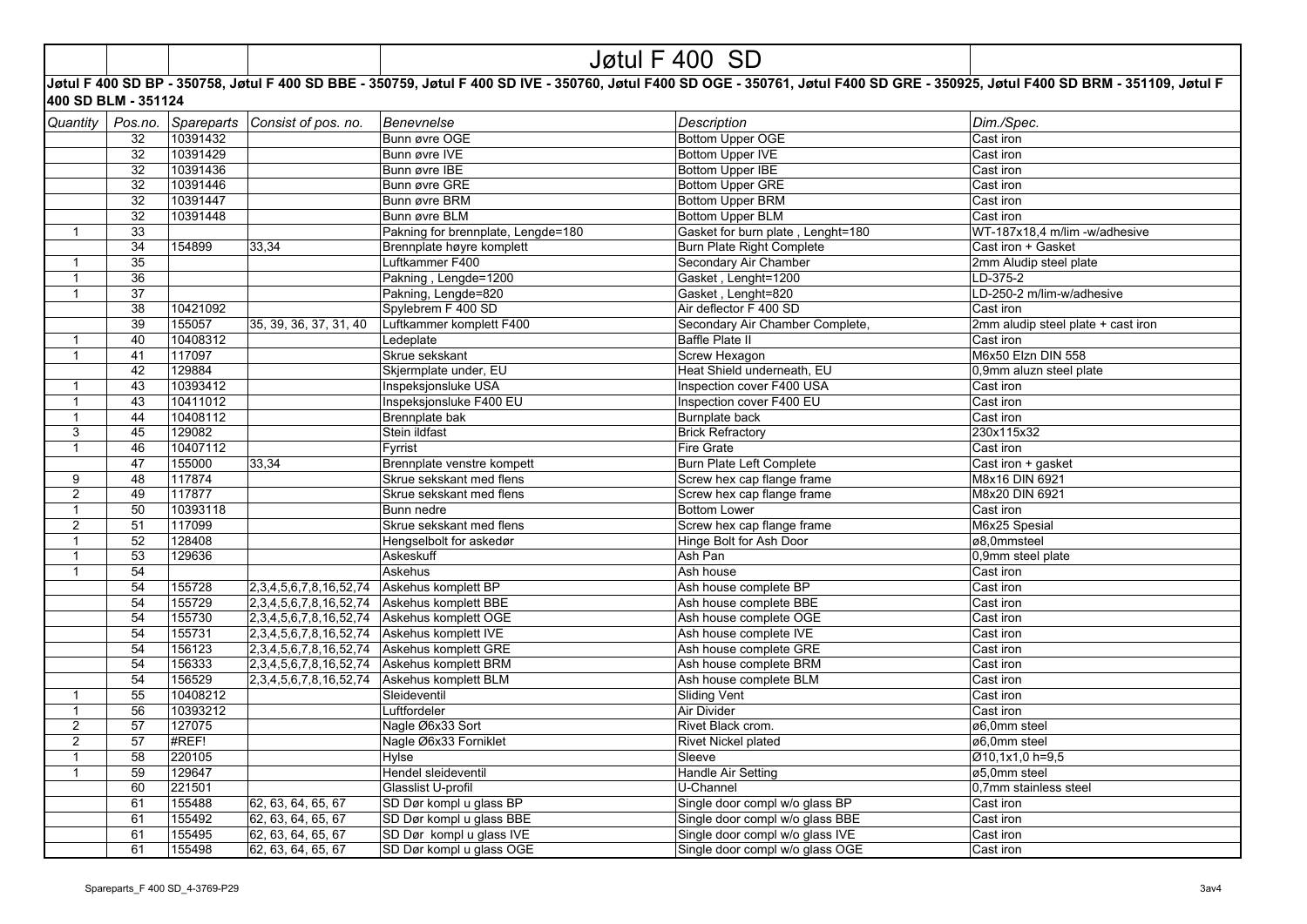# Jøtul F 400 SD

**Jøtul F 400 SD BP - 350758, Jøtul F 400 SD BBE - 350759, Jøtul F 400 SD IVE - 350760, Jøtul F400 SD OGE - 350761, Jøtul F400 SD GRE - 350925, Jøtul F400 SD BRM - 351109, Jøtul F 400 SD BLM - 351124**

| Quantity | Pos.no. | Spareparts | Consist of pos. no. | Benevnelse | Description | Dim./Spec. |
|---|---|---|---|---|---|---|
| | 32 | 10391432 | | Bunn øvre OGE | Bottom Upper OGE | Cast iron |
| | 32 | 10391429 | | Bunn øvre IVE | Bottom Upper IVE | Cast iron |
| | 32 | 10391436 | | Bunn øvre IBE | Bottom Upper IBE | Cast iron |
| | 32 | 10391446 | | Bunn øvre GRE | Bottom Upper GRE | Cast iron |
| | 32 | 10391447 | | Bunn øvre BRM | Bottom Upper BRM | Cast iron |
| | 32 | 10391448 | | Bunn øvre BLM | Bottom Upper BLM | Cast iron |
| 1 | 33 | | | Pakning for brennplate, Lengde=180 | Gasket for burn plate , Lenght=180 | WT-187x18,4 m/lim -w/adhesive |
| | 34 | 154899 | 33,34 | Brennplate høyre komplett | Burn Plate Right Complete | Cast iron + Gasket |
| 1 | 35 | | | Luftkammer F400 | Secondary Air Chamber | 2mm Aludip steel plate |
| 1 | 36 | | | Pakning , Lengde=1200 | Gasket , Lenght=1200 | LD-375-2 |
| 1 | 37 | | | Pakning, Lengde=820 | Gasket , Lenght=820 | LD-250-2 m/lim-w/adhesive |
| | 38 | 10421092 | | Spylebrem F 400 SD | Air deflector F 400 SD | Cast iron |
| | 39 | 155057 | 35, 39, 36, 37, 31, 40 | Luftkammer komplett F400 | Secondary Air Chamber Complete, | 2mm aludip steel plate + cast iron |
| 1 | 40 | 10408312 | | Ledeplate | Baffle Plate II | Cast iron |
| 1 | 41 | 117097 | | Skrue sekskant | Screw Hexagon | M6x50 Elzn DIN 558 |
| | 42 | 129884 | | Skjermplate under, EU | Heat Shield underneath, EU | 0,9mm aluzn steel plate |
| 1 | 43 | 10393412 | | Inspeksjonsluke USA | Inspection cover F400 USA | Cast iron |
| 1 | 43 | 10411012 | | Inspeksjonsluke F400 EU | Inspection cover F400 EU | Cast iron |
| 1 | 44 | 10408112 | | Brennplate bak | Burnplate back | Cast iron |
| 3 | 45 | 129082 | | Stein ildfast | Brick Refractory | 230x115x32 |
| 1 | 46 | 10407112 | | Fyrrist | Fire Grate | Cast iron |
| | 47 | 155000 | 33,34 | Brennplate venstre kompett | Burn Plate Left Complete | Cast iron + gasket |
| 9 | 48 | 117874 | | Skrue sekskant med flens | Screw hex cap flange frame | M8x16 DIN 6921 |
| 2 | 49 | 117877 | | Skrue sekskant med flens | Screw hex cap flange frame | M8x20 DIN 6921 |
| 1 | 50 | 10393118 | | Bunn nedre | Bottom Lower | Cast iron |
| 2 | 51 | 117099 | | Skrue sekskant med flens | Screw hex cap flange frame | M6x25 Spesial |
| 1 | 52 | 128408 | | Hengselbolt for askedør | Hinge Bolt for Ash Door | ø8,0mmsteel |
| 1 | 53 | 129636 | | Askeskuff | Ash Pan | 0,9mm steel plate |
| 1 | 54 | | | Askehus | Ash house | Cast iron |
| | 54 | 155728 | 2,3,4,5,6,7,8,16,52,74 | Askehus komplett BP | Ash house complete BP | Cast iron |
| | 54 | 155729 | 2,3,4,5,6,7,8,16,52,74 | Askehus komplett BBE | Ash house complete BBE | Cast iron |
| | 54 | 155730 | 2,3,4,5,6,7,8,16,52,74 | Askehus komplett OGE | Ash house complete OGE | Cast iron |
| | 54 | 155731 | 2,3,4,5,6,7,8,16,52,74 | Askehus komplett IVE | Ash house complete IVE | Cast iron |
| | 54 | 156123 | 2,3,4,5,6,7,8,16,52,74 | Askehus komplett GRE | Ash house complete GRE | Cast iron |
| | 54 | 156333 | 2,3,4,5,6,7,8,16,52,74 | Askehus komplett BRM | Ash house complete BRM | Cast iron |
| | 54 | 156529 | 2,3,4,5,6,7,8,16,52,74 | Askehus komplett BLM | Ash house complete BLM | Cast iron |
| 1 | 55 | 10408212 | | Sleideventil | Sliding Vent | Cast iron |
| 1 | 56 | 10393212 | | Luftfordeler | Air Divider | Cast iron |
| 2 | 57 | 127075 | | Nagle Ø6x33 Sort | Rivet Black crom. | ø6,0mm steel |
| 2 | 57 | #REF! | | Nagle Ø6x33 Forniklet | Rivet Nickel plated | ø6,0mm steel |
| 1 | 58 | 220105 | | Hylse | Sleeve | Ø10,1x1,0 h=9,5 |
| 1 | 59 | 129647 | | Hendel sleideventil | Handle Air Setting | ø5,0mm steel |
| | 60 | 221501 | | Glasslist U-profil | U-Channel | 0,7mm stainless steel |
| | 61 | 155488 | 62, 63, 64, 65, 67 | SD Dør kompl u glass BP | Single door compl w/o glass BP | Cast iron |
| | 61 | 155492 | 62, 63, 64, 65, 67 | SD Dør kompl u glass BBE | Single door compl w/o glass BBE | Cast iron |
| | 61 | 155495 | 62, 63, 64, 65, 67 | SD Dør kompl u glass IVE | Single door compl w/o glass IVE | Cast iron |
| | 61 | 155498 | 62, 63, 64, 65, 67 | SD Dør kompl u glass OGE | Single door compl w/o glass OGE | Cast iron |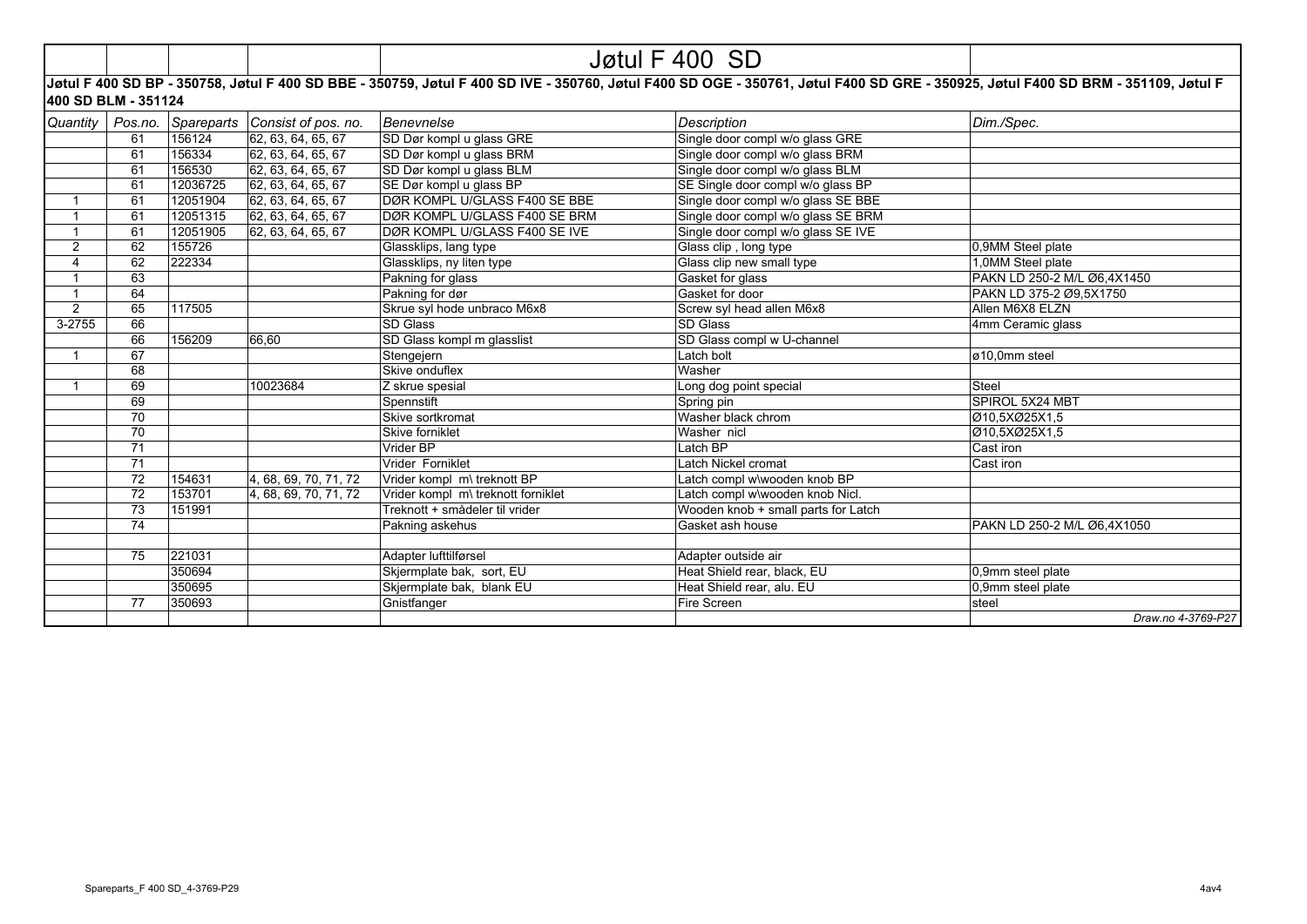# Jøtul F 400 SD

**Jøtul F 400 SD BP - 350758, Jøtul F 400 SD BBE - 350759, Jøtul F 400 SD IVE - 350760, Jøtul F400 SD OGE - 350761, Jøtul F400 SD GRE - 350925, Jøtul F400 SD BRM - 351109, Jøtul F 400 SD BLM - 351124**

| *Quantity* | *Pos.no.* | *Spareparts* | *Consist of pos. no.* | *Benevnelse* | *Description* | *Dim./Spec.* |
|---|---|---|---|---|---|---|
| | 61 | 156124 | 62, 63, 64, 65, 67 | SD Dør kompl u glass GRE | Single door compl w/o glass GRE | |
| | 61 | 156334 | 62, 63, 64, 65, 67 | SD Dør kompl u glass BRM | Single door compl w/o glass BRM | |
| | 61 | 156530 | 62, 63, 64, 65, 67 | SD Dør kompl u glass BLM | Single door compl w/o glass BLM | |
| | 61 | 12036725 | 62, 63, 64, 65, 67 | SE Dør kompl u glass BP | SE Single door compl w/o glass BP | |
| 1 | 61 | 12051904 | 62, 63, 64, 65, 67 | DØR KOMPL U/GLASS F400 SE BBE | Single door compl w/o glass SE BBE | |
| 1 | 61 | 12051315 | 62, 63, 64, 65, 67 | DØR KOMPL U/GLASS F400 SE BRM | Single door compl w/o glass SE BRM | |
| 1 | 61 | 12051905 | 62, 63, 64, 65, 67 | DØR KOMPL U/GLASS F400 SE IVE | Single door compl w/o glass SE IVE | |
| 2 | 62 | 155726 | | Glassklips, lang type | Glass clip , long type | 0,9MM Steel plate |
| 4 | 62 | 222334 | | Glassklips, ny liten type | Glass clip new small type | 1,0MM Steel plate |
| 1 | 63 | | | Pakning for glass | Gasket for glass | PAKN LD 250-2 M/L Ø6,4X1450 |
| 1 | 64 | | | Pakning for dør | Gasket for door | PAKN LD 375-2 Ø9,5X1750 |
| 2 | 65 | 117505 | | Skrue syl hode unbraco M6x8 | Screw syl head allen M6x8 | Allen M6X8 ELZN |
| 3-2755 | 66 | | | SD Glass | SD Glass | 4mm Ceramic glass |
| | 66 | 156209 | 66,60 | SD Glass kompl m glasslist | SD Glass compl w U-channel | |
| 1 | 67 | | | Stengejern | Latch bolt | ø10,0mm steel |
| | 68 | | | Skive onduflex | Washer | |
| 1 | 69 | | 10023684 | Z skrue spesial | Long dog point special | Steel |
| | 69 | | | Spennstift | Spring pin | SPIROL 5X24 MBT |
| | 70 | | | Skive sortkromat | Washer black chrom | Ø10,5XØ25X1,5 |
| | 70 | | | Skive forniklet | Washer nicl | Ø10,5XØ25X1,5 |
| | 71 | | | Vrider BP | Latch BP | Cast iron |
| | 71 | | | Vrider Forniklet | Latch Nickel cromat | Cast iron |
| | 72 | 154631 | 4, 68, 69, 70, 71, 72 | Vrider kompl m\ treknott BP | Latch compl w\wooden knob BP | |
| | 72 | 153701 | 4, 68, 69, 70, 71, 72 | Vrider kompl m\ treknott forniklet | Latch compl w\wooden knob Nicl. | |
| | 73 | 151991 | | Treknott + smådeler til vrider | Wooden knob + small parts for Latch | |
| | 74 | | | Pakning askehus | Gasket ash house | PAKN LD 250-2 M/L Ø6,4X1050 |
| | | | | | | |
| | 75 | 221031 | | Adapter lufttilførsel | Adapter outside air | |
| | | 350694 | | Skjermplate bak, sort, EU | Heat Shield rear, black, EU | 0,9mm steel plate |
| | | 350695 | | Skjermplate bak, blank EU | Heat Shield rear, alu. EU | 0,9mm steel plate |
| | 77 | 350693 | | Gnistfanger | Fire Screen | steel |
| | | | | | | *Draw.no 4-3769-P27* |

Spareparts_F 400 SD_4-3769-P29